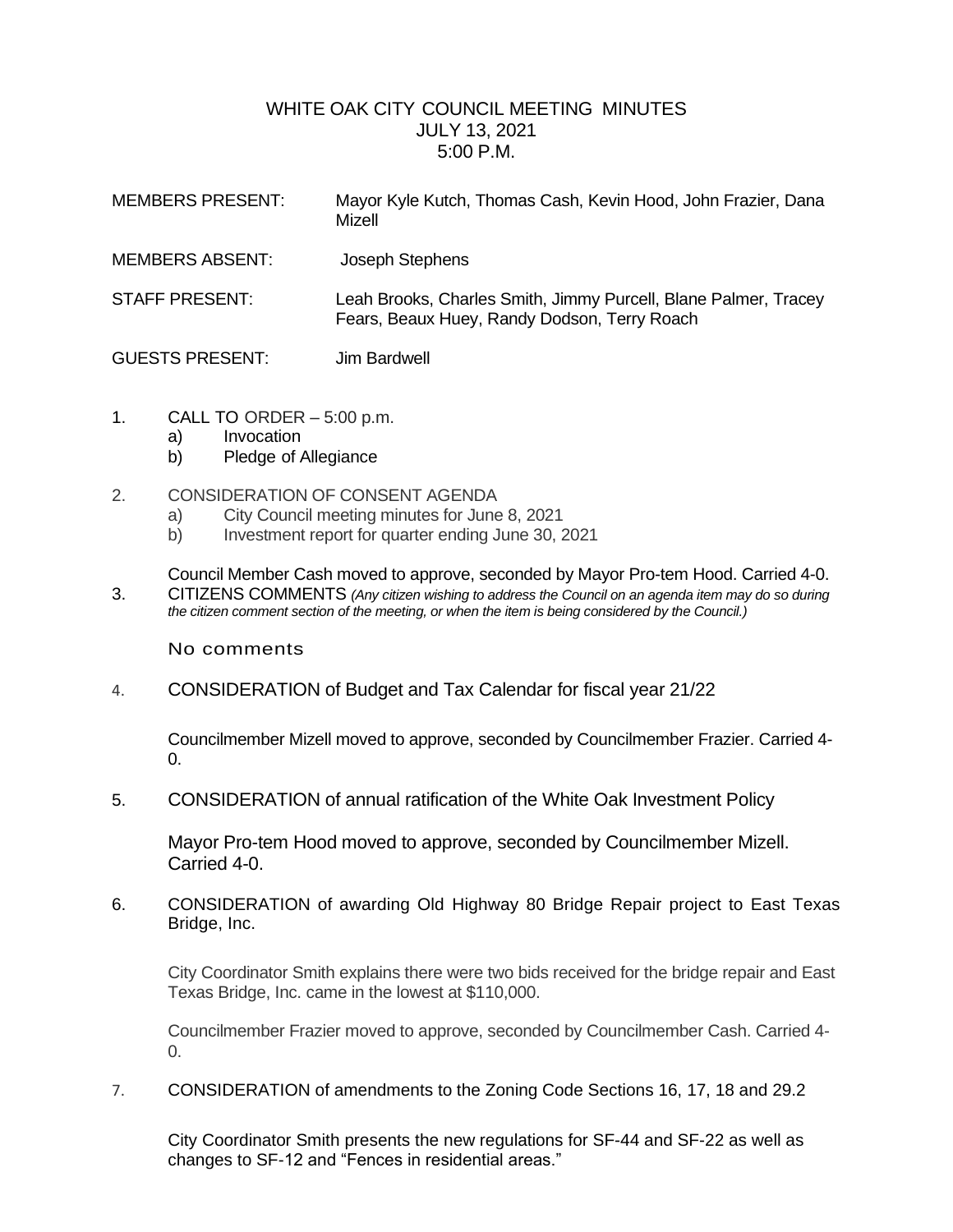# WHITE OAK CITY COUNCIL MEETING MINUTES
## JULY 13, 2021
## 5:00 P.M.

MEMBERS PRESENT: Mayor Kyle Kutch, Thomas Cash, Kevin Hood, John Frazier, Dana Mizell

MEMBERS ABSENT: Joseph Stephens

STAFF PRESENT: Leah Brooks, Charles Smith, Jimmy Purcell, Blane Palmer, Tracey Fears, Beaux Huey, Randy Dodson, Terry Roach

GUESTS PRESENT: Jim Bardwell

1. CALL TO ORDER – 5:00 p.m.
   a) Invocation
   b) Pledge of Allegiance

2. CONSIDERATION OF CONSENT AGENDA
   a) City Council meeting minutes for June 8, 2021
   b) Investment report for quarter ending June 30, 2021

   Council Member Cash moved to approve, seconded by Mayor Pro-tem Hood. Carried 4-0.

3. CITIZENS COMMENTS *(Any citizen wishing to address the Council on an agenda item may do so during the citizen comment section of the meeting, or when the item is being considered by the Council.)*

   No comments

4. CONSIDERATION of Budget and Tax Calendar for fiscal year 21/22

   Councilmember Mizell moved to approve, seconded by Councilmember Frazier. Carried 4-0.

5. CONSIDERATION of annual ratification of the White Oak Investment Policy

   Mayor Pro-tem Hood moved to approve, seconded by Councilmember Mizell. Carried 4-0.

6. CONSIDERATION of awarding Old Highway 80 Bridge Repair project to East Texas Bridge, Inc.

   City Coordinator Smith explains there were two bids received for the bridge repair and East Texas Bridge, Inc. came in the lowest at $110,000.

   Councilmember Frazier moved to approve, seconded by Councilmember Cash. Carried 4-0.

7. CONSIDERATION of amendments to the Zoning Code Sections 16, 17, 18 and 29.2

   City Coordinator Smith presents the new regulations for SF-44 and SF-22 as well as changes to SF-12 and "Fences in residential areas."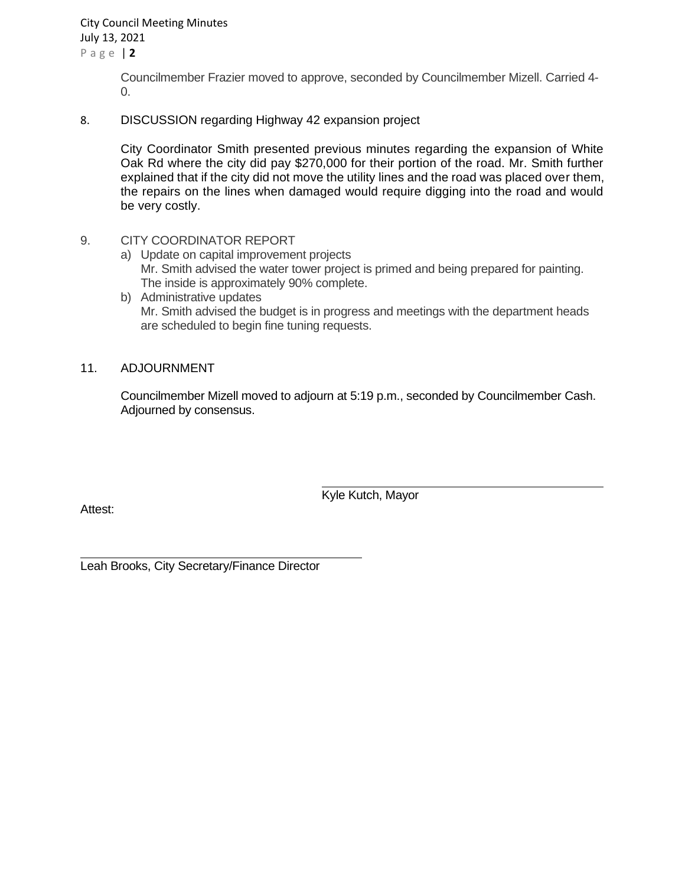Councilmember Frazier moved to approve, seconded by Councilmember Mizell. Carried 4-0.

8. DISCUSSION regarding Highway 42 expansion project

   City Coordinator Smith presented previous minutes regarding the expansion of White Oak Rd where the city did pay $270,000 for their portion of the road. Mr. Smith further explained that if the city did not move the utility lines and the road was placed over them, the repairs on the lines when damaged would require digging into the road and would be very costly.

9. CITY COORDINATOR REPORT
   a) Update on capital improvement projects
      Mr. Smith advised the water tower project is primed and being prepared for painting. The inside is approximately 90% complete.
   b) Administrative updates
      Mr. Smith advised the budget is in progress and meetings with the department heads are scheduled to begin fine tuning requests.

11. ADJOURNMENT

   Councilmember Mizell moved to adjourn at 5:19 p.m., seconded by Councilmember Cash. Adjourned by consensus.

Kyle Kutch, Mayor

Attest:

Leah Brooks, City Secretary/Finance Director